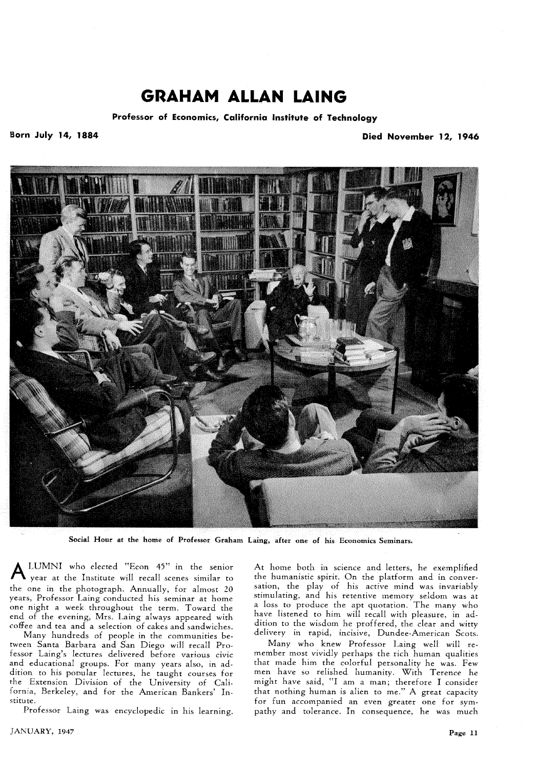# GRAHAM ALLAN LAING

**Professor of Economics, California Institute of Technology**

**Born July 14, 1884** **Died November 12, 1946**

Social Hour at the home of Professor Graham Laing, after one of his Economics Seminars.

ALUMNI who elected "Econ 45" in the senior year at the Institute will recall scenes similar to the one in the photograph. Annually, for almost 20 years, Professor Laing conducted his seminar at home one night a week throughout the term. Toward the end of the evening, Mrs. Laing always appeared with coffee and tea and a selection of cakes and sandwiches.

Many hundreds of people in the communities between Santa Barbara and San Diego will recall Professor Laing's lectures delivered before various civic and educational groups. For many years also, in addition to his popular lectures, he taught courses for the Extension Division of the University of California, Berkeley, and for the American Bankers' Institute.

Professor Laing was encyclopedic in his learning. At home both in science and letters, he exemplified the humanistic spirit. On the platform and in conversation, the play of his active mind was invariably stimulating, and his retentive memory seldom was at a loss to produce the apt quotation. The many who have listened to him will recall with pleasure, in addition to the wisdom he proffered, the clear and witty delivery in rapid, incisive, Dundee-American Scots.

Many who knew Professor Laing well will remember most vividly perhaps the rich human qualities that made him the colorful personality he was. Few men have so relished humanity. With Terence he might have said, "I am a man; therefore I consider that nothing human is alien to me." A great capacity for fun accompanied an even greater one for sympathy and tolerance. In consequence, he was much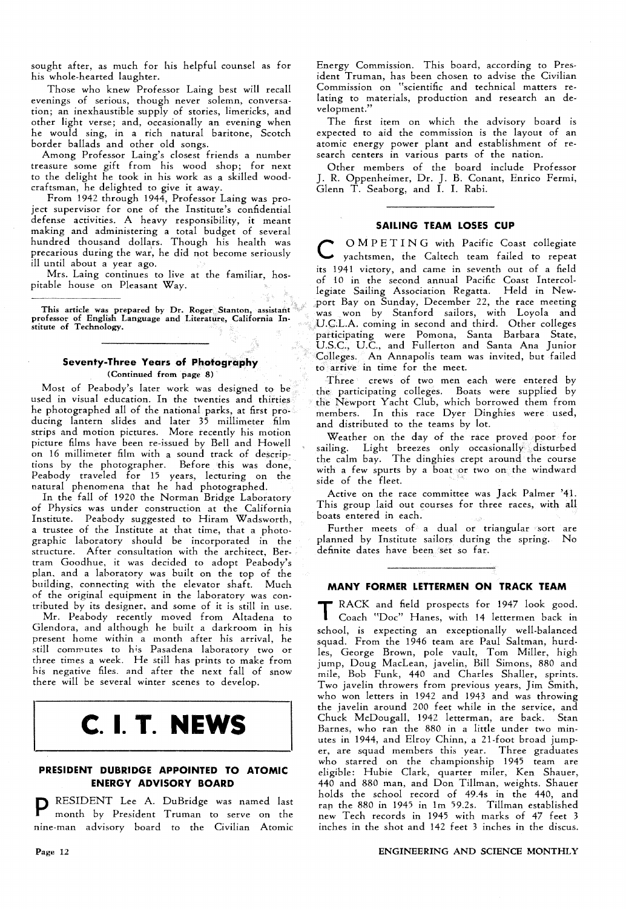sought after, as much for his helpful counsel as for his whole-hearted laughter.

Those who knew Professor Laing best will recall evenings of serious, though never solemn, conversation; an inexhaustible supply of stories, limericks, and other light verse; and, occasionally an evening when he would sing, in a rich natural baritone, Scotch border ballads and other old songs.

Among Professor Laing's closest friends a number treasure some gift from his wood shop; for next to the delight he took in his work as a skilled woodcraftsman, he delighted to give it away.

From 1942 through 1944, Professor Laing was project supervisor for one of the Institute's confidential defense activities. A heavy responsibility, it meant making and administering a total budget of several hundred thousand dollars. Though his health was precarious during the war, he did not become seriously ill until about a year ago.

Mrs. Laing continues to live at the familiar, hospitable house on Pleasant Way.

---

This article was prepared by Dr. Roger Stanton, assistant professor of English Language and Literature, California Institute of Technology.

---

### Seventy-Three Years of Photography

(Continued from page 8)

Most of Peabody's later work was designed to be used in visual education. In the twenties and thirties he photographed all of the national parks, at first producing lantern slides and later 35 millimeter film strips and motion pictures. More recently his motion picture films have been re-issued by Bell and Howell on 16 millimeter film with a sound track of descriptions by the photographer. Before this was done, Peabody traveled for 15 years, lecturing on the natural phenomena that he had photographed.

In the fall of 1920 the Norman Bridge Laboratory of Physics was under construction at the California Institute. Peabody suggested to Hiram Wadsworth, a trustee of the Institute at that time, that a photographic laboratory should be incorporated in the structure. After consultation with the architect, Bertram Goodhue, it was decided to adopt Peabody's plan, and a laboratory was built on the top of the building, connecting with the elevator shaft. Much of the original equipment in the laboratory was contributed by its designer, and some of it is still in use.

Mr. Peabody recently moved from Altadena to Glendora, and although he built a darkroom in his present home within a month after his arrival, he still commutes to his Pasadena laboratory two or three times a week. He still has prints to make from his negative files, and after the next fall of snow there will be several winter scenes to develop.

# C. I. T. NEWS

### PRESIDENT DUBRIDGE APPOINTED TO ATOMIC ENERGY ADVISORY BOARD

PRESIDENT Lee A. DuBridge was named last month by President Truman to serve on the nine-man advisory board to the Civilian Atomic Energy Commission. This board, according to President Truman, has been chosen to advise the Civilian Commission on "scientific and technical matters relating to materials, production and research an development."

The first item on which the advisory board is expected to aid the commission is the layout of an atomic energy power plant and establishment of research centers in various parts of the nation.

Other members of the board include Professor J. R. Oppenheimer, Dr. J. B. Conant, Enrico Fermi, Glenn T. Seaborg, and I. I. Rabi.

---

### SAILING TEAM LOSES CUP

COMPETING with Pacific Coast collegiate yachtsmen, the Caltech team failed to repeat its 1941 victory, and came in seventh out of a field of 10 in the second annual Pacific Coast Intercollegiate Sailing Association Regatta. Held in Newport Bay on Sunday, December 22, the race meeting was won by Stanford sailors, with Loyola and U.C.L.A. coming in second and third. Other colleges participating were Pomona, Santa Barbara State, U.S.C., U.C., and Fullerton and Santa Ana Junior Colleges. An Annapolis team was invited, but failed to arrive in time for the meet.

Three crews of two men each were entered by the participating colleges. Boats were supplied by the Newport Yacht Club, which borrowed them from members. In this race Dyer Dinghies were used, and distributed to the teams by lot.

Weather on the day of the race proved poor for sailing. Light breezes only occasionally disturbed the calm bay. The dinghies crept around the course with a few spurts by a boat or two on the windward side of the fleet.

Active on the race committee was Jack Palmer '41. This group laid out courses for three races, with all boats entered in each.

Further meets of a dual or triangular sort are planned by Institute sailors during the spring. No definite dates have been set so far.

---

### MANY FORMER LETTERMEN ON TRACK TEAM

TRACK and field prospects for 1947 look good. Coach "Doc" Hanes, with 14 lettermen back in school, is expecting an exceptionally well-balanced squad. From the 1946 team are Paul Saltman, hurdles, George Brown, pole vault, Tom Miller, high jump, Doug MacLean, javelin, Bill Simons, 880 and mile, Bob Funk, 440 and Charles Shaller, sprints. Two javelin throwers from previous years, Jim Smith, who won letters in 1942 and 1943 and was throwing the javelin around 200 feet while in the service, and Chuck McDougall, 1942 letterman, are back. Stan Barnes, who ran the 880 in a little under two minutes in 1944, and Elroy Chinn, a 21-foot broad jumper, are squad members this year. Three graduates who starred on the championship 1945 team are eligible: Hubie Clark, quarter miler, Ken Shauer, 440 and 880 man, and Don Tillman, weights. Shauer holds the school record of 49.4s in the 440, and ran the 880 in 1945 in 1m 59.2s. Tillman established new Tech records in 1945 with marks of 47 feet 3 inches in the shot and 142 feet 3 inches in the discus.